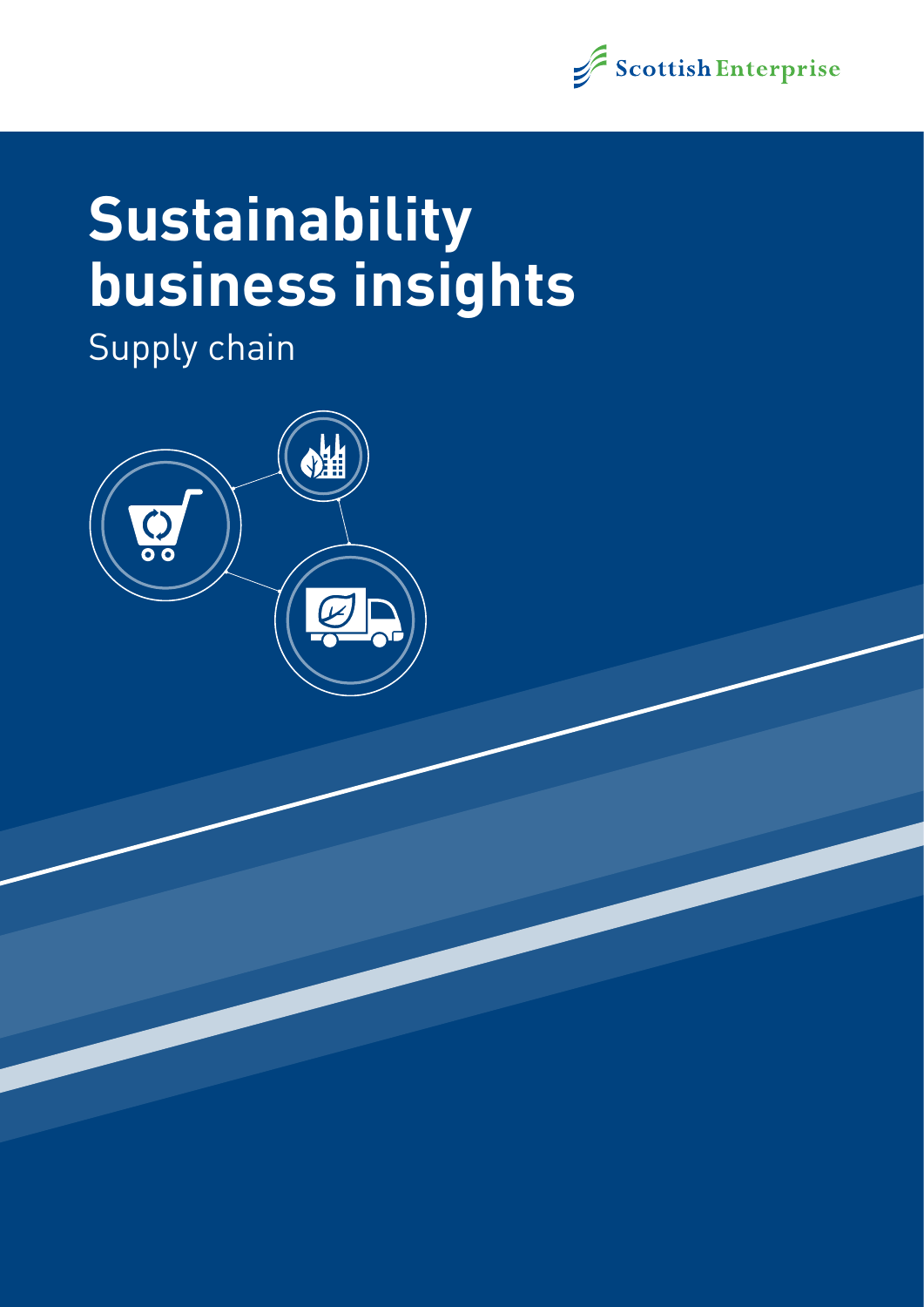Scottish Enterprise

# Sustainability business insights

## Supply chain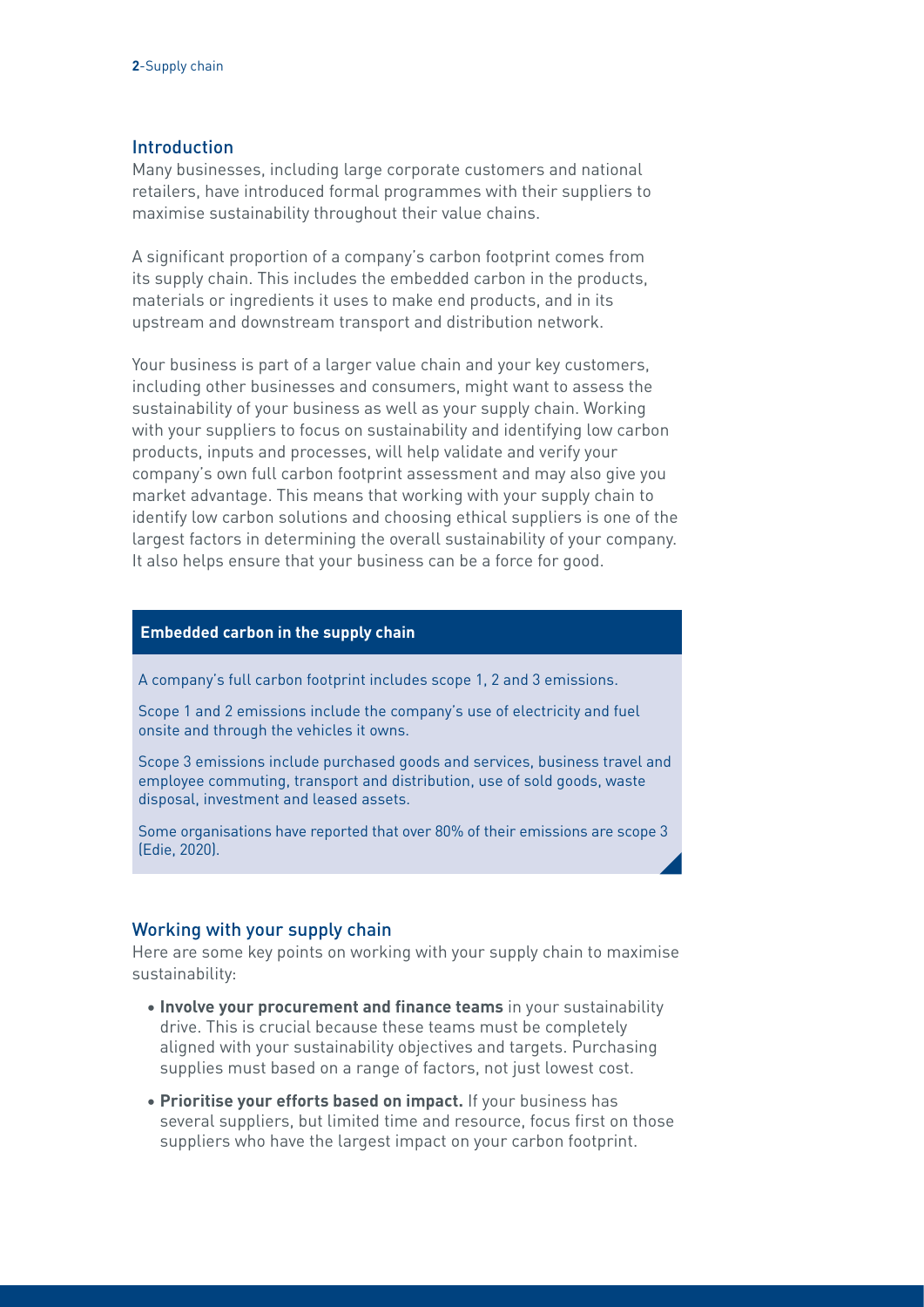## Introduction

Many businesses, including large corporate customers and national retailers, have introduced formal programmes with their suppliers to maximise sustainability throughout their value chains.

A significant proportion of a company's carbon footprint comes from its supply chain. This includes the embedded carbon in the products, materials or ingredients it uses to make end products, and in its upstream and downstream transport and distribution network.

Your business is part of a larger value chain and your key customers, including other businesses and consumers, might want to assess the sustainability of your business as well as your supply chain. Working with your suppliers to focus on sustainability and identifying low carbon products, inputs and processes, will help validate and verify your company's own full carbon footprint assessment and may also give you market advantage. This means that working with your supply chain to identify low carbon solutions and choosing ethical suppliers is one of the largest factors in determining the overall sustainability of your company. It also helps ensure that your business can be a force for good.

> **Embedded carbon in the supply chain**
>
> A company's full carbon footprint includes scope 1, 2 and 3 emissions.
>
> Scope 1 and 2 emissions include the company's use of electricity and fuel onsite and through the vehicles it owns.
>
> Scope 3 emissions include purchased goods and services, business travel and employee commuting, transport and distribution, use of sold goods, waste disposal, investment and leased assets.
>
> Some organisations have reported that over 80% of their emissions are scope 3 (Edie, 2020).

## Working with your supply chain

Here are some key points on working with your supply chain to maximise sustainability:

- **Involve your procurement and finance teams** in your sustainability drive. This is crucial because these teams must be completely aligned with your sustainability objectives and targets. Purchasing supplies must based on a range of factors, not just lowest cost.
- **Prioritise your efforts based on impact.** If your business has several suppliers, but limited time and resource, focus first on those suppliers who have the largest impact on your carbon footprint.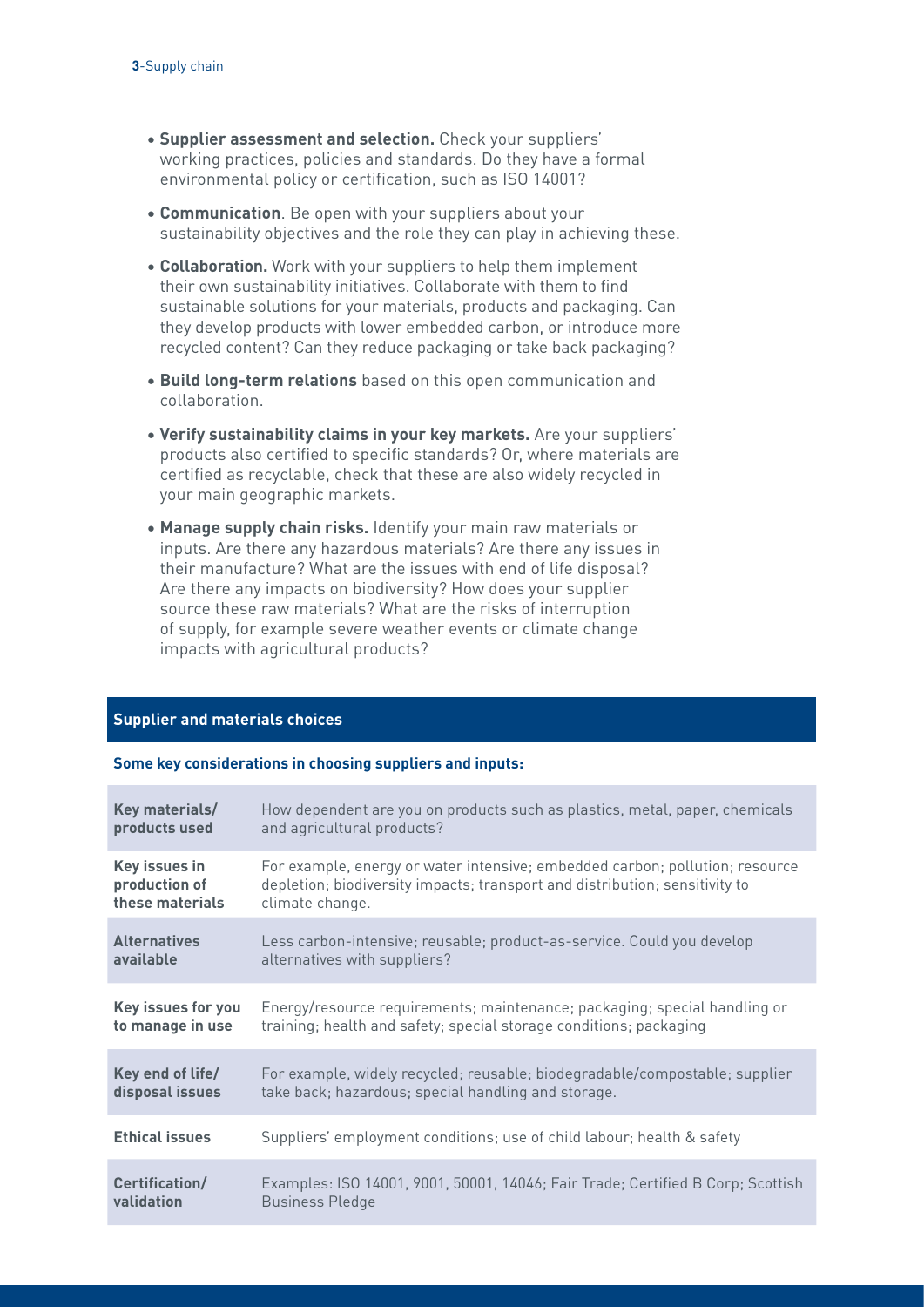- **Supplier assessment and selection.** Check your suppliers' working practices, policies and standards. Do they have a formal environmental policy or certification, such as ISO 14001?
- **Communication**. Be open with your suppliers about your sustainability objectives and the role they can play in achieving these.
- **Collaboration.** Work with your suppliers to help them implement their own sustainability initiatives. Collaborate with them to find sustainable solutions for your materials, products and packaging. Can they develop products with lower embedded carbon, or introduce more recycled content? Can they reduce packaging or take back packaging?
- **Build long-term relations** based on this open communication and collaboration.
- **Verify sustainability claims in your key markets.** Are your suppliers' products also certified to specific standards? Or, where materials are certified as recyclable, check that these are also widely recycled in your main geographic markets.
- **Manage supply chain risks.** Identify your main raw materials or inputs. Are there any hazardous materials? Are there any issues in their manufacture? What are the issues with end of life disposal? Are there any impacts on biodiversity? How does your supplier source these raw materials? What are the risks of interruption of supply, for example severe weather events or climate change impacts with agricultural products?

## Supplier and materials choices

**Some key considerations in choosing suppliers and inputs:**

| | |
|---|---|
| **Key materials/ products used** | How dependent are you on products such as plastics, metal, paper, chemicals and agricultural products? |
| **Key issues in production of these materials** | For example, energy or water intensive; embedded carbon; pollution; resource depletion; biodiversity impacts; transport and distribution; sensitivity to climate change. |
| **Alternatives available** | Less carbon-intensive; reusable; product-as-service. Could you develop alternatives with suppliers? |
| **Key issues for you to manage in use** | Energy/resource requirements; maintenance; packaging; special handling or training; health and safety; special storage conditions; packaging |
| **Key end of life/ disposal issues** | For example, widely recycled; reusable; biodegradable/compostable; supplier take back; hazardous; special handling and storage. |
| **Ethical issues** | Suppliers' employment conditions; use of child labour; health & safety |
| **Certification/ validation** | Examples: ISO 14001, 9001, 50001, 14046; Fair Trade; Certified B Corp; Scottish Business Pledge |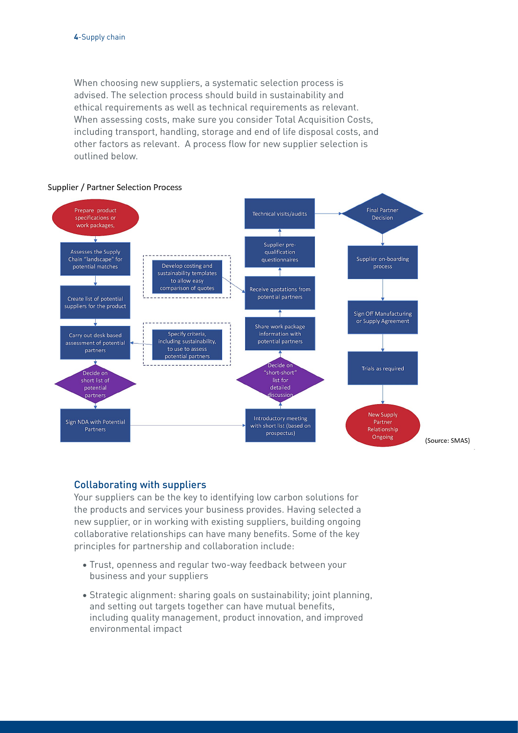When choosing new suppliers, a systematic selection process is advised. The selection process should build in sustainability and ethical requirements as well as technical requirements as relevant. When assessing costs, make sure you consider Total Acquisition Costs, including transport, handling, storage and end of life disposal costs, and other factors as relevant. A process flow for new supplier selection is outlined below.

Supplier / Partner Selection Process

Prepare product specifications or work packages,

Assesses the Supply Chain "landscape" for potential matches

Create list of potential suppliers for the product

Carry out desk based assessment of potential partners

Specify criteria, including sustainability, to use to assess potential partners

Decide on short list of potential partners

Sign NDA with Potential Partners

Introductory meeting with short list (based on prospectus)

Decide on "short-short" list for detailed discussion

Share work package information with potential partners

Receive quotations from potential partners

Develop costing and sustainability templates to allow easy comparison of quotes

Supplier pre-qualification questionnaires

Technical visits/audits

Final Partner Decision

Supplier on-boarding process

Sign Off Manufacturing or Supply Agreement

Trials as required

New Supply Partner Relationship Ongoing

(Source: SMAS)

## Collaborating with suppliers

Your suppliers can be the key to identifying low carbon solutions for the products and services your business provides. Having selected a new supplier, or in working with existing suppliers, building ongoing collaborative relationships can have many benefits. Some of the key principles for partnership and collaboration include:

- Trust, openness and regular two-way feedback between your business and your suppliers
- Strategic alignment: sharing goals on sustainability; joint planning, and setting out targets together can have mutual benefits, including quality management, product innovation, and improved environmental impact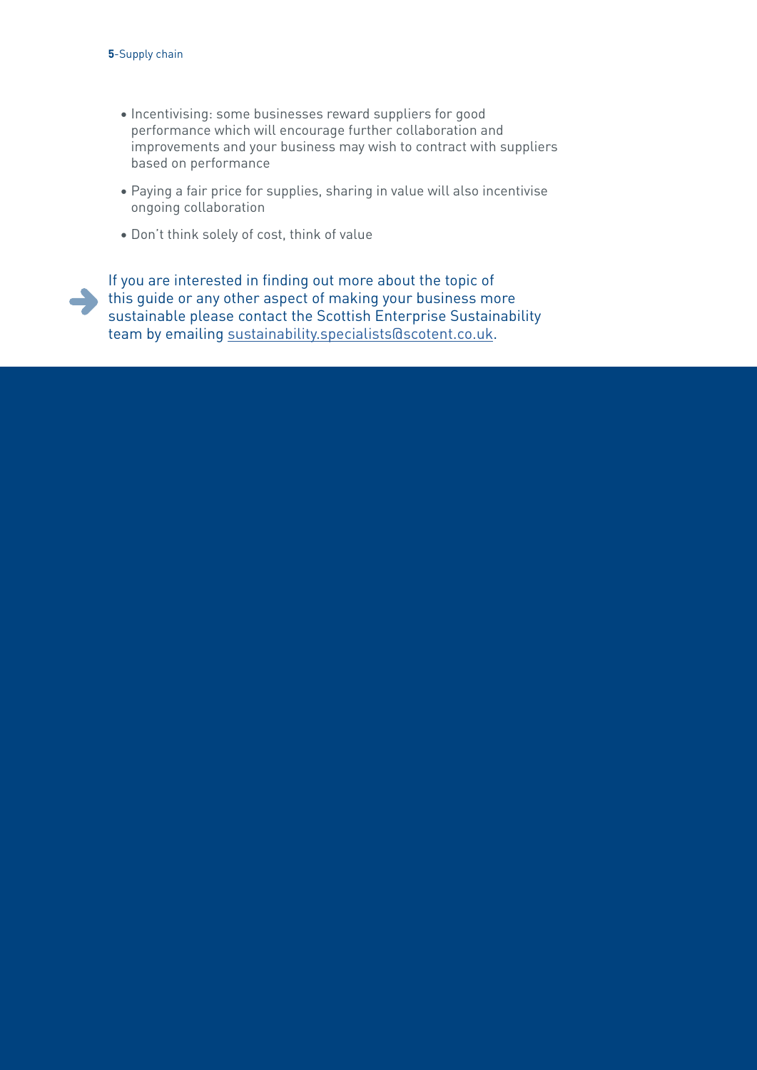- Incentivising: some businesses reward suppliers for good performance which will encourage further collaboration and improvements and your business may wish to contract with suppliers based on performance
- Paying a fair price for supplies, sharing in value will also incentivise ongoing collaboration
- Don't think solely of cost, think of value

If you are interested in finding out more about the topic of this guide or any other aspect of making your business more sustainable please contact the Scottish Enterprise Sustainability team by emailing sustainability.specialists@scotent.co.uk.